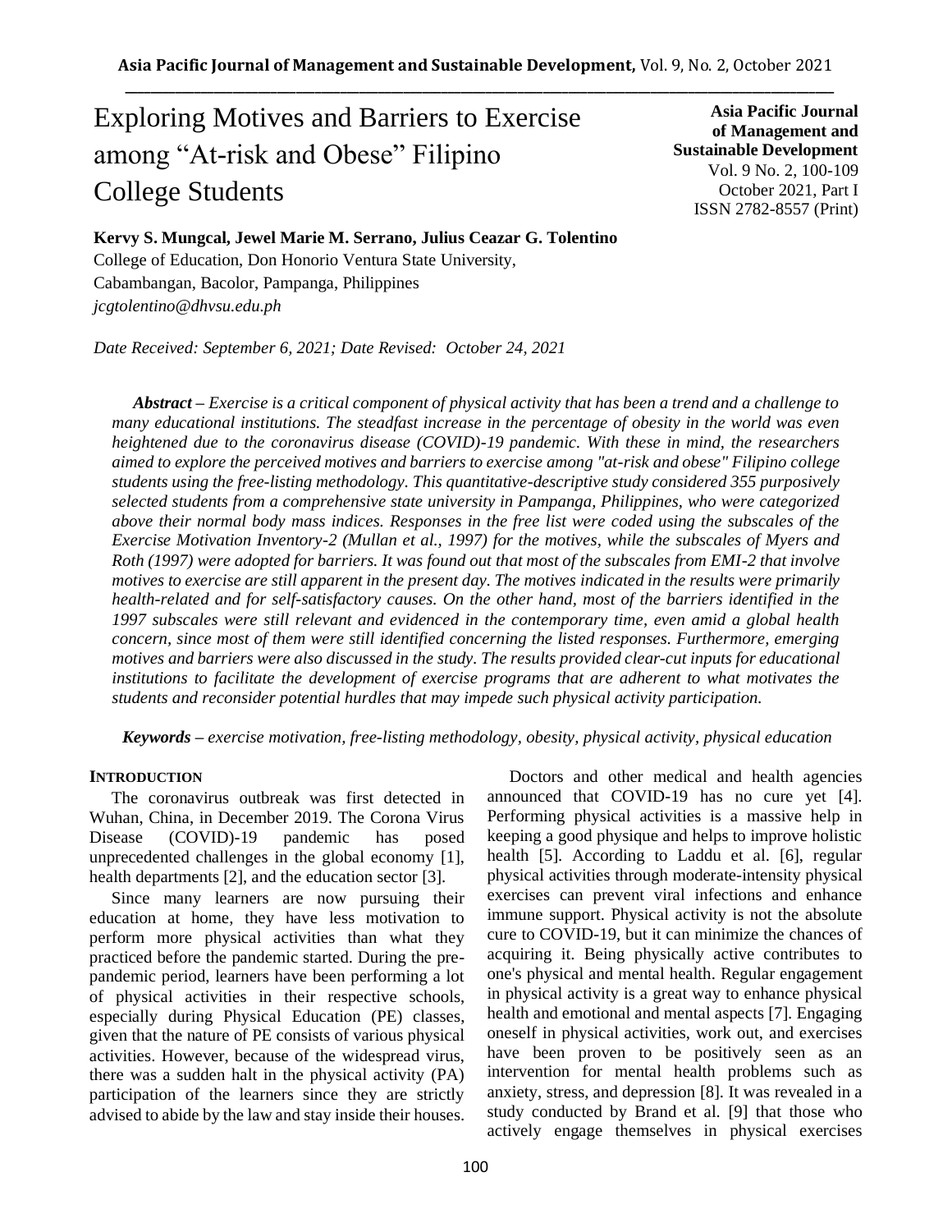# Exploring Motives and Barriers to Exercise among "At-risk and Obese" Filipino College Students

**Kervy S. Mungcal, Jewel Marie M. Serrano, Julius Ceazar G. Tolentino**
College of Education, Don Honorio Ventura State University,
Cabambangan, Bacolor, Pampanga, Philippines
*jcgtolentino@dhvsu.edu.ph*

*Date Received: September 6, 2021; Date Revised: October 24, 2021*

***Abstract** – Exercise is a critical component of physical activity that has been a trend and a challenge to many educational institutions. The steadfast increase in the percentage of obesity in the world was even heightened due to the coronavirus disease (COVID)-19 pandemic. With these in mind, the researchers aimed to explore the perceived motives and barriers to exercise among "at-risk and obese" Filipino college students using the free-listing methodology. This quantitative-descriptive study considered 355 purposively selected students from a comprehensive state university in Pampanga, Philippines, who were categorized above their normal body mass indices. Responses in the free list were coded using the subscales of the Exercise Motivation Inventory-2 (Mullan et al., 1997) for the motives, while the subscales of Myers and Roth (1997) were adopted for barriers. It was found out that most of the subscales from EMI-2 that involve motives to exercise are still apparent in the present day. The motives indicated in the results were primarily health-related and for self-satisfactory causes. On the other hand, most of the barriers identified in the 1997 subscales were still relevant and evidenced in the contemporary time, even amid a global health concern, since most of them were still identified concerning the listed responses. Furthermore, emerging motives and barriers were also discussed in the study. The results provided clear-cut inputs for educational institutions to facilitate the development of exercise programs that are adherent to what motivates the students and reconsider potential hurdles that may impede such physical activity participation.*

***Keywords** – exercise motivation, free-listing methodology, obesity, physical activity, physical education*

## INTRODUCTION

The coronavirus outbreak was first detected in Wuhan, China, in December 2019. The Corona Virus Disease (COVID)-19 pandemic has posed unprecedented challenges in the global economy [1], health departments [2], and the education sector [3].

Since many learners are now pursuing their education at home, they have less motivation to perform more physical activities than what they practiced before the pandemic started. During the pre-pandemic period, learners have been performing a lot of physical activities in their respective schools, especially during Physical Education (PE) classes, given that the nature of PE consists of various physical activities. However, because of the widespread virus, there was a sudden halt in the physical activity (PA) participation of the learners since they are strictly advised to abide by the law and stay inside their houses.

Doctors and other medical and health agencies announced that COVID-19 has no cure yet [4]. Performing physical activities is a massive help in keeping a good physique and helps to improve holistic health [5]. According to Laddu et al. [6], regular physical activities through moderate-intensity physical exercises can prevent viral infections and enhance immune support. Physical activity is not the absolute cure to COVID-19, but it can minimize the chances of acquiring it. Being physically active contributes to one's physical and mental health. Regular engagement in physical activity is a great way to enhance physical health and emotional and mental aspects [7]. Engaging oneself in physical activities, work out, and exercises have been proven to be positively seen as an intervention for mental health problems such as anxiety, stress, and depression [8]. It was revealed in a study conducted by Brand et al. [9] that those who actively engage themselves in physical exercises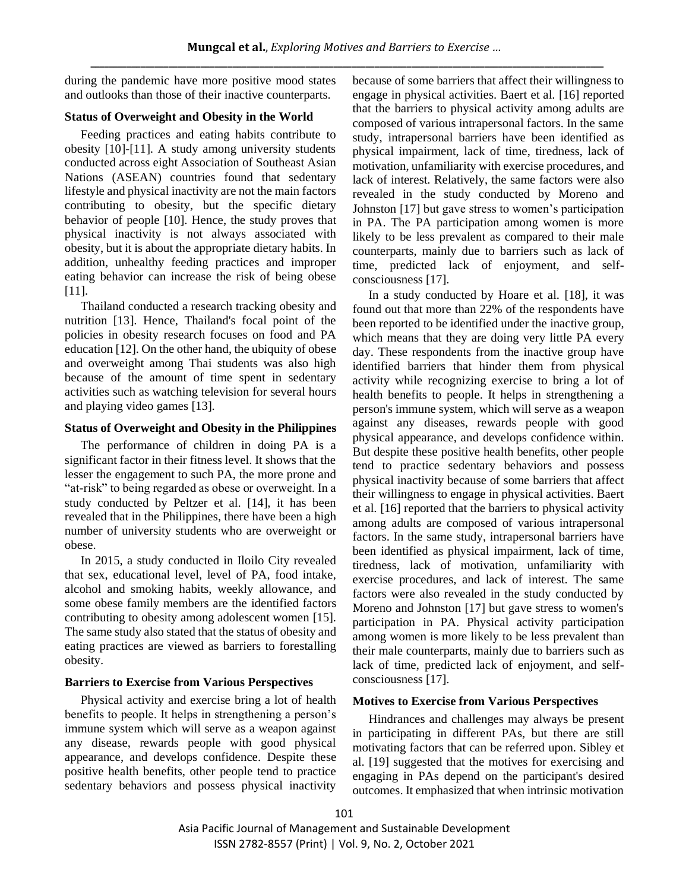during the pandemic have more positive mood states and outlooks than those of their inactive counterparts.

### Status of Overweight and Obesity in the World

Feeding practices and eating habits contribute to obesity [10]-[11]. A study among university students conducted across eight Association of Southeast Asian Nations (ASEAN) countries found that sedentary lifestyle and physical inactivity are not the main factors contributing to obesity, but the specific dietary behavior of people [10]. Hence, the study proves that physical inactivity is not always associated with obesity, but it is about the appropriate dietary habits. In addition, unhealthy feeding practices and improper eating behavior can increase the risk of being obese [11].

Thailand conducted a research tracking obesity and nutrition [13]. Hence, Thailand's focal point of the policies in obesity research focuses on food and PA education [12]. On the other hand, the ubiquity of obese and overweight among Thai students was also high because of the amount of time spent in sedentary activities such as watching television for several hours and playing video games [13].

### Status of Overweight and Obesity in the Philippines

The performance of children in doing PA is a significant factor in their fitness level. It shows that the lesser the engagement to such PA, the more prone and "at-risk" to being regarded as obese or overweight. In a study conducted by Peltzer et al. [14], it has been revealed that in the Philippines, there have been a high number of university students who are overweight or obese.

In 2015, a study conducted in Iloilo City revealed that sex, educational level, level of PA, food intake, alcohol and smoking habits, weekly allowance, and some obese family members are the identified factors contributing to obesity among adolescent women [15]. The same study also stated that the status of obesity and eating practices are viewed as barriers to forestalling obesity.

### Barriers to Exercise from Various Perspectives

Physical activity and exercise bring a lot of health benefits to people. It helps in strengthening a person's immune system which will serve as a weapon against any disease, rewards people with good physical appearance, and develops confidence. Despite these positive health benefits, other people tend to practice sedentary behaviors and possess physical inactivity because of some barriers that affect their willingness to engage in physical activities. Baert et al. [16] reported that the barriers to physical activity among adults are composed of various intrapersonal factors. In the same study, intrapersonal barriers have been identified as physical impairment, lack of time, tiredness, lack of motivation, unfamiliarity with exercise procedures, and lack of interest. Relatively, the same factors were also revealed in the study conducted by Moreno and Johnston [17] but gave stress to women's participation in PA. The PA participation among women is more likely to be less prevalent as compared to their male counterparts, mainly due to barriers such as lack of time, predicted lack of enjoyment, and self-consciousness [17].

In a study conducted by Hoare et al. [18], it was found out that more than 22% of the respondents have been reported to be identified under the inactive group, which means that they are doing very little PA every day. These respondents from the inactive group have identified barriers that hinder them from physical activity while recognizing exercise to bring a lot of health benefits to people. It helps in strengthening a person's immune system, which will serve as a weapon against any diseases, rewards people with good physical appearance, and develops confidence within. But despite these positive health benefits, other people tend to practice sedentary behaviors and possess physical inactivity because of some barriers that affect their willingness to engage in physical activities. Baert et al. [16] reported that the barriers to physical activity among adults are composed of various intrapersonal factors. In the same study, intrapersonal barriers have been identified as physical impairment, lack of time, tiredness, lack of motivation, unfamiliarity with exercise procedures, and lack of interest. The same factors were also revealed in the study conducted by Moreno and Johnston [17] but gave stress to women's participation in PA. Physical activity participation among women is more likely to be less prevalent than their male counterparts, mainly due to barriers such as lack of time, predicted lack of enjoyment, and self-consciousness [17].

### Motives to Exercise from Various Perspectives

Hindrances and challenges may always be present in participating in different PAs, but there are still motivating factors that can be referred upon. Sibley et al. [19] suggested that the motives for exercising and engaging in PAs depend on the participant's desired outcomes. It emphasized that when intrinsic motivation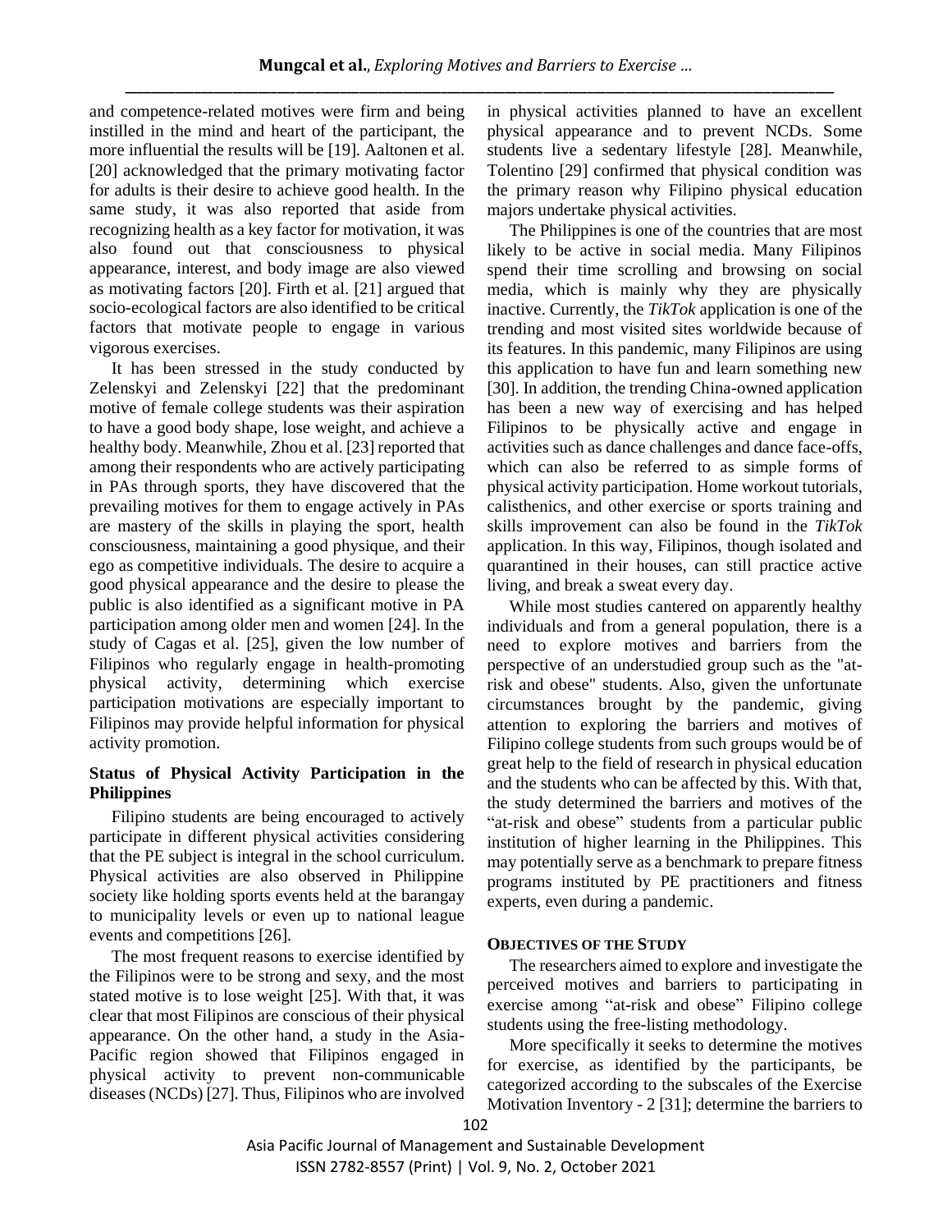and competence-related motives were firm and being instilled in the mind and heart of the participant, the more influential the results will be [19]. Aaltonen et al. [20] acknowledged that the primary motivating factor for adults is their desire to achieve good health. In the same study, it was also reported that aside from recognizing health as a key factor for motivation, it was also found out that consciousness to physical appearance, interest, and body image are also viewed as motivating factors [20]. Firth et al. [21] argued that socio-ecological factors are also identified to be critical factors that motivate people to engage in various vigorous exercises.

It has been stressed in the study conducted by Zelenskyi and Zelenskyi [22] that the predominant motive of female college students was their aspiration to have a good body shape, lose weight, and achieve a healthy body. Meanwhile, Zhou et al. [23] reported that among their respondents who are actively participating in PAs through sports, they have discovered that the prevailing motives for them to engage actively in PAs are mastery of the skills in playing the sport, health consciousness, maintaining a good physique, and their ego as competitive individuals. The desire to acquire a good physical appearance and the desire to please the public is also identified as a significant motive in PA participation among older men and women [24]. In the study of Cagas et al. [25], given the low number of Filipinos who regularly engage in health-promoting physical activity, determining which exercise participation motivations are especially important to Filipinos may provide helpful information for physical activity promotion.

### Status of Physical Activity Participation in the Philippines

Filipino students are being encouraged to actively participate in different physical activities considering that the PE subject is integral in the school curriculum. Physical activities are also observed in Philippine society like holding sports events held at the barangay to municipality levels or even up to national league events and competitions [26].

The most frequent reasons to exercise identified by the Filipinos were to be strong and sexy, and the most stated motive is to lose weight [25]. With that, it was clear that most Filipinos are conscious of their physical appearance. On the other hand, a study in the Asia-Pacific region showed that Filipinos engaged in physical activity to prevent non-communicable diseases (NCDs) [27]. Thus, Filipinos who are involved in physical activities planned to have an excellent physical appearance and to prevent NCDs. Some students live a sedentary lifestyle [28]. Meanwhile, Tolentino [29] confirmed that physical condition was the primary reason why Filipino physical education majors undertake physical activities.

The Philippines is one of the countries that are most likely to be active in social media. Many Filipinos spend their time scrolling and browsing on social media, which is mainly why they are physically inactive. Currently, the *TikTok* application is one of the trending and most visited sites worldwide because of its features. In this pandemic, many Filipinos are using this application to have fun and learn something new [30]. In addition, the trending China-owned application has been a new way of exercising and has helped Filipinos to be physically active and engage in activities such as dance challenges and dance face-offs, which can also be referred to as simple forms of physical activity participation. Home workout tutorials, calisthenics, and other exercise or sports training and skills improvement can also be found in the *TikTok* application. In this way, Filipinos, though isolated and quarantined in their houses, can still practice active living, and break a sweat every day.

While most studies cantered on apparently healthy individuals and from a general population, there is a need to explore motives and barriers from the perspective of an understudied group such as the "at-risk and obese" students. Also, given the unfortunate circumstances brought by the pandemic, giving attention to exploring the barriers and motives of Filipino college students from such groups would be of great help to the field of research in physical education and the students who can be affected by this. With that, the study determined the barriers and motives of the "at-risk and obese" students from a particular public institution of higher learning in the Philippines. This may potentially serve as a benchmark to prepare fitness programs instituted by PE practitioners and fitness experts, even during a pandemic.

## OBJECTIVES OF THE STUDY

The researchers aimed to explore and investigate the perceived motives and barriers to participating in exercise among "at-risk and obese" Filipino college students using the free-listing methodology.

More specifically it seeks to determine the motives for exercise, as identified by the participants, be categorized according to the subscales of the Exercise Motivation Inventory - 2 [31]; determine the barriers to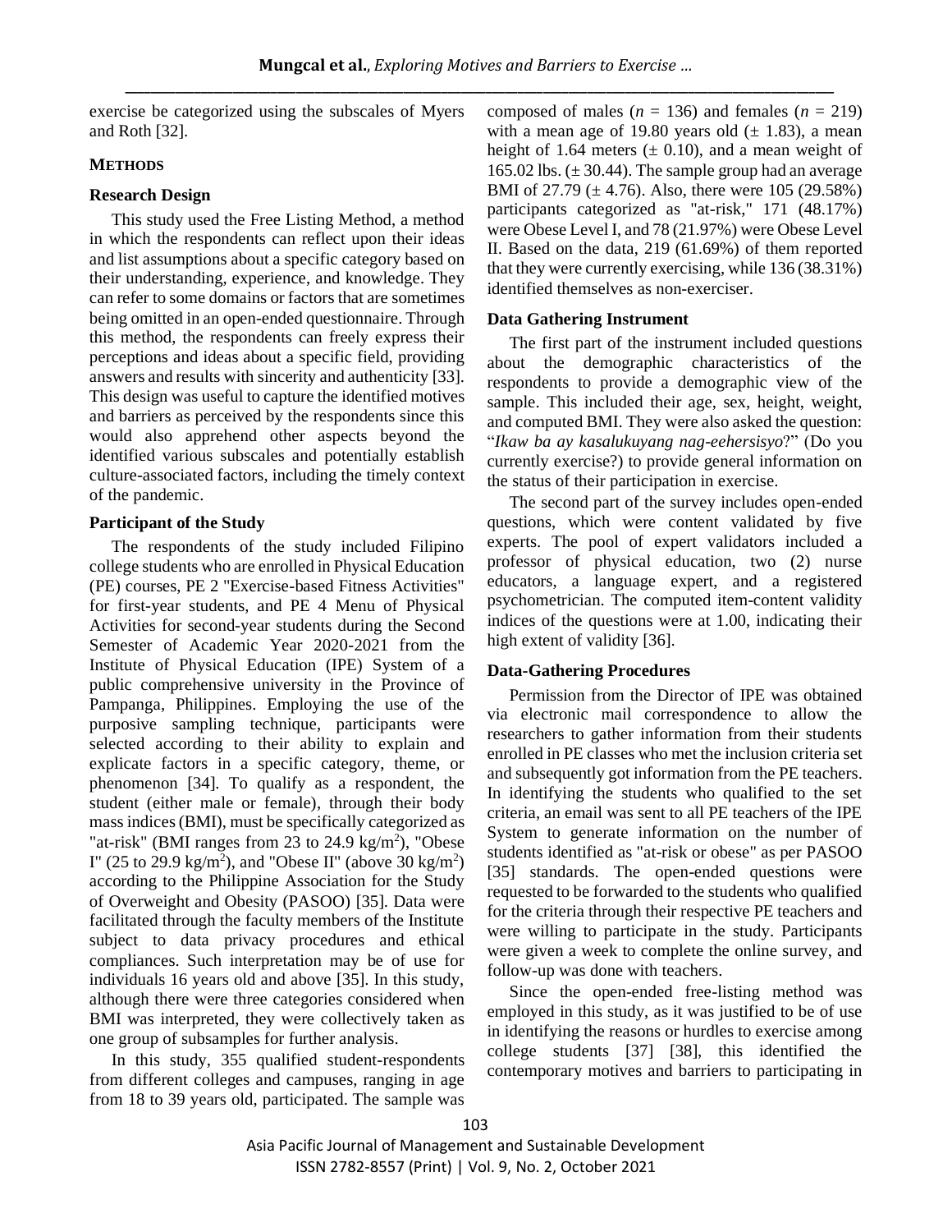exercise be categorized using the subscales of Myers and Roth [32].

## METHODS

### Research Design

This study used the Free Listing Method, a method in which the respondents can reflect upon their ideas and list assumptions about a specific category based on their understanding, experience, and knowledge. They can refer to some domains or factors that are sometimes being omitted in an open-ended questionnaire. Through this method, the respondents can freely express their perceptions and ideas about a specific field, providing answers and results with sincerity and authenticity [33]. This design was useful to capture the identified motives and barriers as perceived by the respondents since this would also apprehend other aspects beyond the identified various subscales and potentially establish culture-associated factors, including the timely context of the pandemic.

### Participant of the Study

The respondents of the study included Filipino college students who are enrolled in Physical Education (PE) courses, PE 2 "Exercise-based Fitness Activities" for first-year students, and PE 4 Menu of Physical Activities for second-year students during the Second Semester of Academic Year 2020-2021 from the Institute of Physical Education (IPE) System of a public comprehensive university in the Province of Pampanga, Philippines. Employing the use of the purposive sampling technique, participants were selected according to their ability to explain and explicate factors in a specific category, theme, or phenomenon [34]. To qualify as a respondent, the student (either male or female), through their body mass indices (BMI), must be specifically categorized as "at-risk" (BMI ranges from 23 to 24.9 kg/m$^2$), "Obese I" (25 to 29.9 kg/m$^2$), and "Obese II" (above 30 kg/m$^2$) according to the Philippine Association for the Study of Overweight and Obesity (PASOO) [35]. Data were facilitated through the faculty members of the Institute subject to data privacy procedures and ethical compliances. Such interpretation may be of use for individuals 16 years old and above [35]. In this study, although there were three categories considered when BMI was interpreted, they were collectively taken as one group of subsamples for further analysis.

In this study, 355 qualified student-respondents from different colleges and campuses, ranging in age from 18 to 39 years old, participated. The sample was composed of males ($n$ = 136) and females ($n$ = 219) with a mean age of 19.80 years old ($\pm$ 1.83), a mean height of 1.64 meters ($\pm$ 0.10), and a mean weight of 165.02 lbs. ($\pm$ 30.44). The sample group had an average BMI of 27.79 ($\pm$ 4.76). Also, there were 105 (29.58%) participants categorized as "at-risk," 171 (48.17%) were Obese Level I, and 78 (21.97%) were Obese Level II. Based on the data, 219 (61.69%) of them reported that they were currently exercising, while 136 (38.31%) identified themselves as non-exerciser.

### Data Gathering Instrument

The first part of the instrument included questions about the demographic characteristics of the respondents to provide a demographic view of the sample. This included their age, sex, height, weight, and computed BMI. They were also asked the question: "*Ikaw ba ay kasalukuyang nag-eehersisyo*?" (Do you currently exercise?) to provide general information on the status of their participation in exercise.

The second part of the survey includes open-ended questions, which were content validated by five experts. The pool of expert validators included a professor of physical education, two (2) nurse educators, a language expert, and a registered psychometrician. The computed item-content validity indices of the questions were at 1.00, indicating their high extent of validity [36].

### Data-Gathering Procedures

Permission from the Director of IPE was obtained via electronic mail correspondence to allow the researchers to gather information from their students enrolled in PE classes who met the inclusion criteria set and subsequently got information from the PE teachers. In identifying the students who qualified to the set criteria, an email was sent to all PE teachers of the IPE System to generate information on the number of students identified as "at-risk or obese" as per PASOO [35] standards. The open-ended questions were requested to be forwarded to the students who qualified for the criteria through their respective PE teachers and were willing to participate in the study. Participants were given a week to complete the online survey, and follow-up was done with teachers.

Since the open-ended free-listing method was employed in this study, as it was justified to be of use in identifying the reasons or hurdles to exercise among college students [37] [38], this identified the contemporary motives and barriers to participating in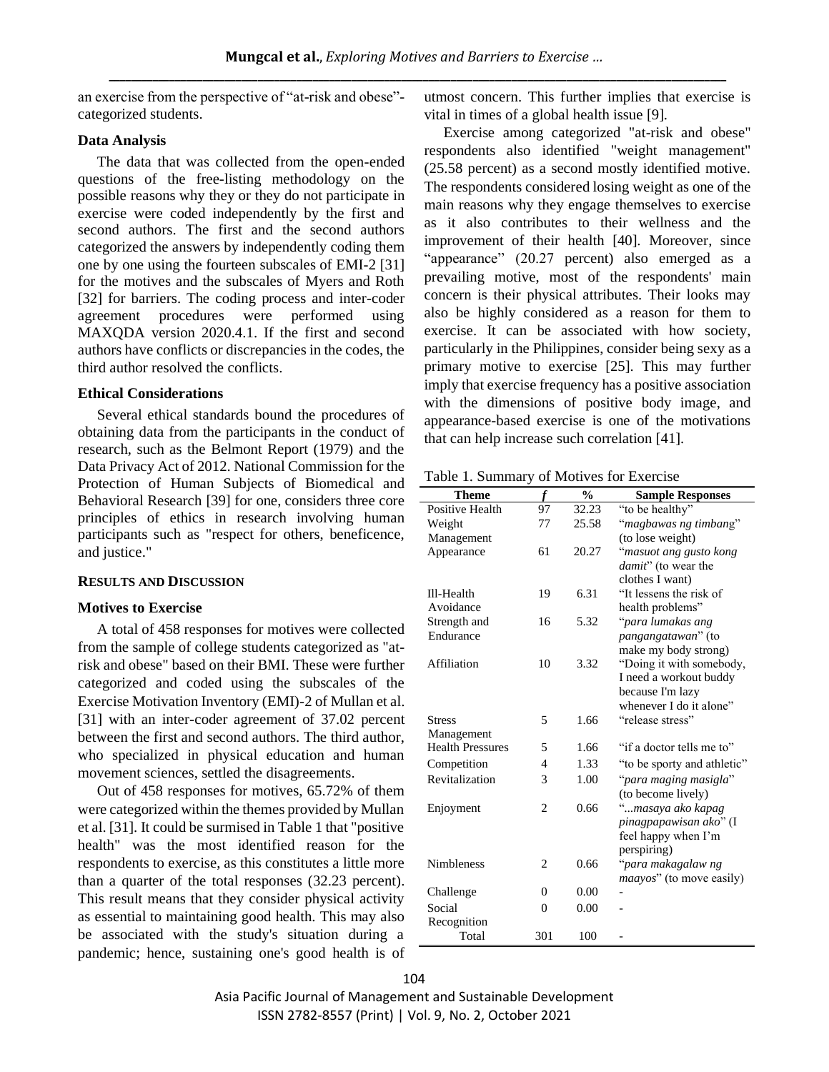an exercise from the perspective of "at-risk and obese"-categorized students.

### Data Analysis

The data that was collected from the open-ended questions of the free-listing methodology on the possible reasons why they or they do not participate in exercise were coded independently by the first and second authors. The first and the second authors categorized the answers by independently coding them one by one using the fourteen subscales of EMI-2 [31] for the motives and the subscales of Myers and Roth [32] for barriers. The coding process and inter-coder agreement procedures were performed using MAXQDA version 2020.4.1. If the first and second authors have conflicts or discrepancies in the codes, the third author resolved the conflicts.

### Ethical Considerations

Several ethical standards bound the procedures of obtaining data from the participants in the conduct of research, such as the Belmont Report (1979) and the Data Privacy Act of 2012. National Commission for the Protection of Human Subjects of Biomedical and Behavioral Research [39] for one, considers three core principles of ethics in research involving human participants such as "respect for others, beneficence, and justice."

## RESULTS AND DISCUSSION

### Motives to Exercise

A total of 458 responses for motives were collected from the sample of college students categorized as "at-risk and obese" based on their BMI. These were further categorized and coded using the subscales of the Exercise Motivation Inventory (EMI)-2 of Mullan et al. [31] with an inter-coder agreement of 37.02 percent between the first and second authors. The third author, who specialized in physical education and human movement sciences, settled the disagreements.

Out of 458 responses for motives, 65.72% of them were categorized within the themes provided by Mullan et al. [31]. It could be surmised in Table 1 that "positive health" was the most identified reason for the respondents to exercise, as this constitutes a little more than a quarter of the total responses (32.23 percent). This result means that they consider physical activity as essential to maintaining good health. This may also be associated with the study's situation during a pandemic; hence, sustaining one's good health is of utmost concern. This further implies that exercise is vital in times of a global health issue [9].

Exercise among categorized "at-risk and obese" respondents also identified "weight management" (25.58 percent) as a second mostly identified motive. The respondents considered losing weight as one of the main reasons why they engage themselves to exercise as it also contributes to their wellness and the improvement of their health [40]. Moreover, since "appearance" (20.27 percent) also emerged as a prevailing motive, most of the respondents' main concern is their physical attributes. Their looks may also be highly considered as a reason for them to exercise. It can be associated with how society, particularly in the Philippines, consider being sexy as a primary motive to exercise [25]. This may further imply that exercise frequency has a positive association with the dimensions of positive body image, and appearance-based exercise is one of the motivations that can help increase such correlation [41].

Table 1. Summary of Motives for Exercise

| Theme | *f* | % | Sample Responses |
|---|---|---|---|
| Positive Health | 97 | 32.23 | "to be healthy" |
| Weight Management | 77 | 25.58 | "*magbawas ng timbang*" (to lose weight) |
| Appearance | 61 | 20.27 | "*masuot ang gusto kong damit*" (to wear the clothes I want) |
| Ill-Health Avoidance | 19 | 6.31 | "It lessens the risk of health problems" |
| Strength and Endurance | 16 | 5.32 | "*para lumakas ang pangangatawan*" (to make my body strong) |
| Affiliation | 10 | 3.32 | "Doing it with somebody, I need a workout buddy because I'm lazy whenever I do it alone" |
| Stress Management | 5 | 1.66 | "release stress" |
| Health Pressures | 5 | 1.66 | "if a doctor tells me to" |
| Competition | 4 | 1.33 | "to be sporty and athletic" |
| Revitalization | 3 | 1.00 | "*para maging masigla*" (to become lively) |
| Enjoyment | 2 | 0.66 | "...*masaya ako kapag pinagpapawisan ako*" (I feel happy when I'm perspiring) |
| Nimbleness | 2 | 0.66 | "*para makagalaw ng maayos*" (to move easily) |
| Challenge | 0 | 0.00 | - |
| Social Recognition | 0 | 0.00 | - |
| Total | 301 | 100 | - |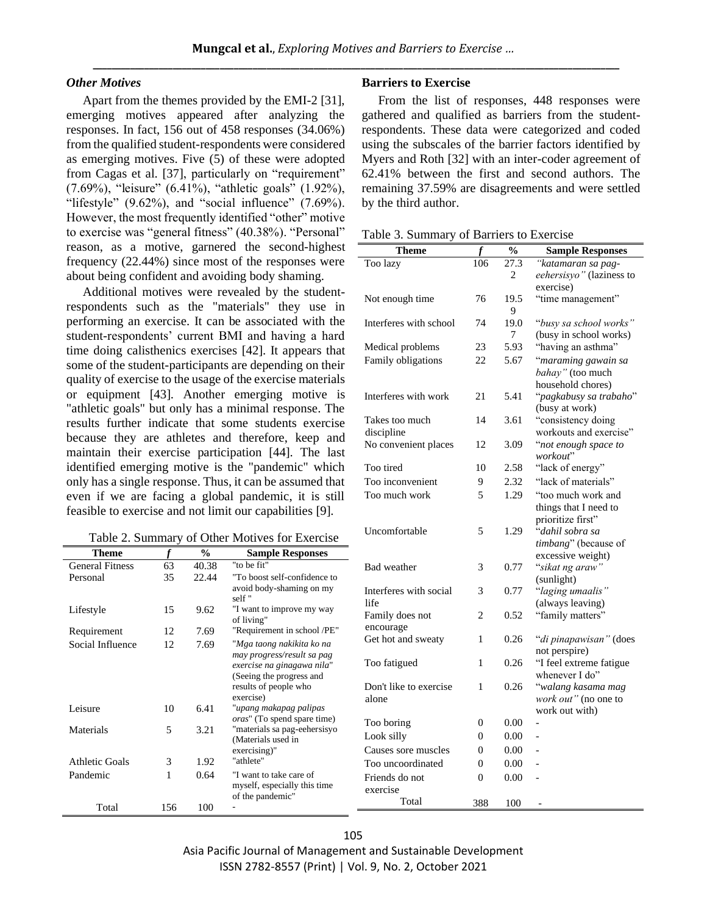### *Other Motives*

Apart from the themes provided by the EMI-2 [31], emerging motives appeared after analyzing the responses. In fact, 156 out of 458 responses (34.06%) from the qualified student-respondents were considered as emerging motives. Five (5) of these were adopted from Cagas et al. [37], particularly on "requirement" (7.69%), "leisure" (6.41%), "athletic goals" (1.92%), "lifestyle" (9.62%), and "social influence" (7.69%). However, the most frequently identified "other" motive to exercise was "general fitness" (40.38%). "Personal" reason, as a motive, garnered the second-highest frequency (22.44%) since most of the responses were about being confident and avoiding body shaming.

Additional motives were revealed by the student-respondents such as the "materials" they use in performing an exercise. It can be associated with the student-respondents' current BMI and having a hard time doing calisthenics exercises [42]. It appears that some of the student-participants are depending on their quality of exercise to the usage of the exercise materials or equipment [43]. Another emerging motive is "athletic goals" but only has a minimal response. The results further indicate that some students exercise because they are athletes and therefore, keep and maintain their exercise participation [44]. The last identified emerging motive is the "pandemic" which only has a single response. Thus, it can be assumed that even if we are facing a global pandemic, it is still feasible to exercise and not limit our capabilities [9].

Table 2. Summary of Other Motives for Exercise

| Theme | f | % | Sample Responses |
|---|---|---|---|
| General Fitness | 63 | 40.38 | "to be fit" |
| Personal | 35 | 22.44 | "To boost self-confidence to avoid body-shaming on my self " |
| Lifestyle | 15 | 9.62 | "I want to improve my way of living" |
| Requirement | 12 | 7.69 | "Requirement in school /PE" |
| Social Influence | 12 | 7.69 | "*Mga taong nakikita ko na may progress/result sa pag exercise na ginagawa nila*" (Seeing the progress and results of people who exercise) |
| Leisure | 10 | 6.41 | "*upang makapag palipas oras*" (To spend spare time) |
| Materials | 5 | 3.21 | "materials sa pag-eehersisyo (Materials used in exercising)" |
| Athletic Goals | 3 | 1.92 | "athlete" |
| Pandemic | 1 | 0.64 | "I want to take care of myself, especially this time of the pandemic" |
| Total | 156 | 100 | - |

**Barriers to Exercise**

From the list of responses, 448 responses were gathered and qualified as barriers from the student-respondents. These data were categorized and coded using the subscales of the barrier factors identified by Myers and Roth [32] with an inter-coder agreement of 62.41% between the first and second authors. The remaining 37.59% are disagreements and were settled by the third author.

Table 3. Summary of Barriers to Exercise

| Theme | f | % | Sample Responses |
|---|---|---|---|
| Too lazy | 106 | 27.32 | *"katamaran sa pag-eehersisyo"* (laziness to exercise) |
| Not enough time | 76 | 19.59 | "time management" |
| Interferes with school | 74 | 19.07 | "*busy sa school works*" (busy in school works) |
| Medical problems | 23 | 5.93 | "having an asthma" |
| Family obligations | 22 | 5.67 | "*maraming gawain sa bahay"* (too much household chores) |
| Interferes with work | 21 | 5.41 | "*pagkabusy sa trabaho*" (busy at work) |
| Takes too much discipline | 14 | 3.61 | "consistency doing workouts and exercise" |
| No convenient places | 12 | 3.09 | "*not enough space to workout*" |
| Too tired | 10 | 2.58 | "lack of energy" |
| Too inconvenient | 9 | 2.32 | "lack of materials" |
| Too much work | 5 | 1.29 | "too much work and things that I need to prioritize first" |
| Uncomfortable | 5 | 1.29 | "*dahil sobra sa timbang*" (because of excessive weight) |
| Bad weather | 3 | 0.77 | "*sikat ng araw"* (sunlight) |
| Interferes with social life | 3 | 0.77 | "*laging umaalis"* (always leaving) |
| Family does not encourage | 2 | 0.52 | "family matters" |
| Get hot and sweaty | 1 | 0.26 | "*di pinapawisan"* (does not perspire) |
| Too fatigued | 1 | 0.26 | "I feel extreme fatigue whenever I do" |
| Don't like to exercise alone | 1 | 0.26 | "*walang kasama mag work out"* (no one to work out with) |
| Too boring | 0 | 0.00 | - |
| Look silly | 0 | 0.00 | - |
| Causes sore muscles | 0 | 0.00 | - |
| Too uncoordinated | 0 | 0.00 | - |
| Friends do not exercise | 0 | 0.00 | - |
| Total | 388 | 100 | - |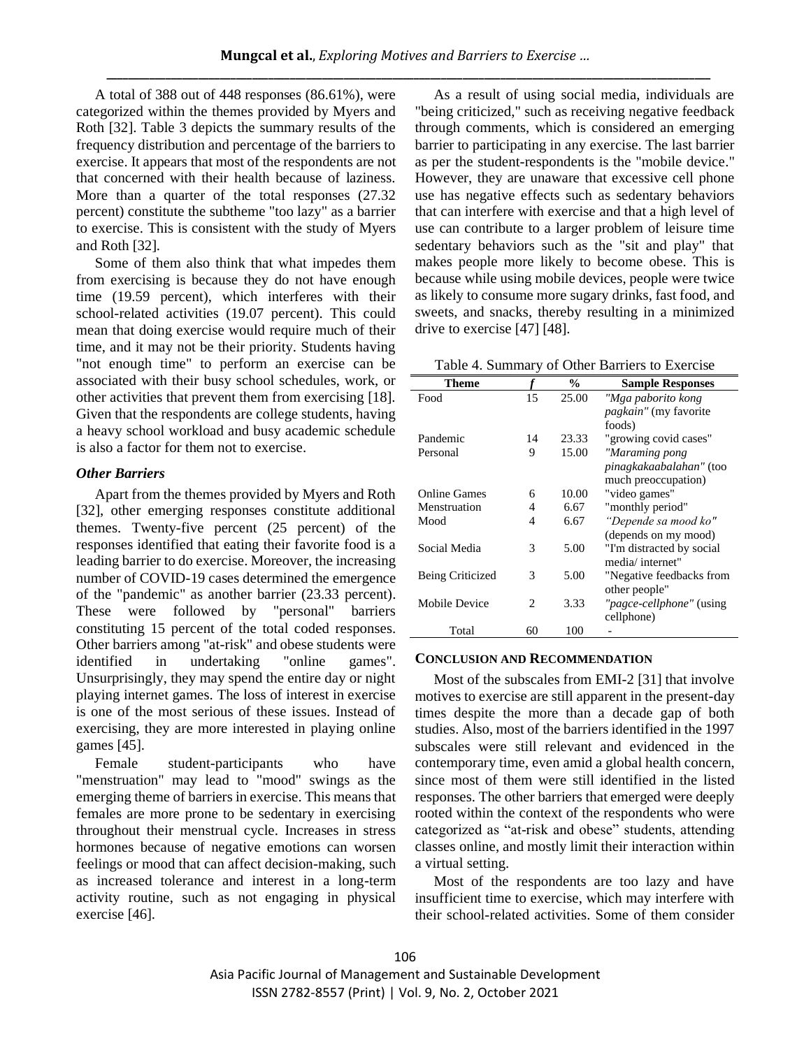A total of 388 out of 448 responses (86.61%), were categorized within the themes provided by Myers and Roth [32]. Table 3 depicts the summary results of the frequency distribution and percentage of the barriers to exercise. It appears that most of the respondents are not that concerned with their health because of laziness. More than a quarter of the total responses (27.32 percent) constitute the subtheme "too lazy" as a barrier to exercise. This is consistent with the study of Myers and Roth [32].

Some of them also think that what impedes them from exercising is because they do not have enough time (19.59 percent), which interferes with their school-related activities (19.07 percent). This could mean that doing exercise would require much of their time, and it may not be their priority. Students having "not enough time" to perform an exercise can be associated with their busy school schedules, work, or other activities that prevent them from exercising [18]. Given that the respondents are college students, having a heavy school workload and busy academic schedule is also a factor for them not to exercise.

### *Other Barriers*

Apart from the themes provided by Myers and Roth [32], other emerging responses constitute additional themes. Twenty-five percent (25 percent) of the responses identified that eating their favorite food is a leading barrier to do exercise. Moreover, the increasing number of COVID-19 cases determined the emergence of the "pandemic" as another barrier (23.33 percent). These were followed by "personal" barriers constituting 15 percent of the total coded responses. Other barriers among "at-risk" and obese students were identified in undertaking "online games". Unsurprisingly, they may spend the entire day or night playing internet games. The loss of interest in exercise is one of the most serious of these issues. Instead of exercising, they are more interested in playing online games [45].

Female student-participants who have "menstruation" may lead to "mood" swings as the emerging theme of barriers in exercise. This means that females are more prone to be sedentary in exercising throughout their menstrual cycle. Increases in stress hormones because of negative emotions can worsen feelings or mood that can affect decision-making, such as increased tolerance and interest in a long-term activity routine, such as not engaging in physical exercise [46].

As a result of using social media, individuals are "being criticized," such as receiving negative feedback through comments, which is considered an emerging barrier to participating in any exercise. The last barrier as per the student-respondents is the "mobile device." However, they are unaware that excessive cell phone use has negative effects such as sedentary behaviors that can interfere with exercise and that a high level of use can contribute to a larger problem of leisure time sedentary behaviors such as the "sit and play" that makes people more likely to become obese. This is because while using mobile devices, people were twice as likely to consume more sugary drinks, fast food, and sweets, and snacks, thereby resulting in a minimized drive to exercise [47] [48].

Table 4. Summary of Other Barriers to Exercise

| Theme | *f* | % | Sample Responses |
|---|---|---|---|
| Food | 15 | 25.00 | *"Mga paborito kong pagkain"* (my favorite foods) |
| Pandemic | 14 | 23.33 | "growing covid cases" |
| Personal | 9 | 15.00 | *"Maraming pong pinagkakaabalahan"* (too much preoccupation) |
| Online Games | 6 | 10.00 | "video games" |
| Menstruation | 4 | 6.67 | "monthly period" |
| Mood | 4 | 6.67 | *"Depende sa mood ko"* (depends on my mood) |
| Social Media | 3 | 5.00 | "I'm distracted by social media/ internet" |
| Being Criticized | 3 | 5.00 | "Negative feedbacks from other people" |
| Mobile Device | 2 | 3.33 | *"pagce-cellphone"* (using cellphone) |
| Total | 60 | 100 | - |

## CONCLUSION AND RECOMMENDATION

Most of the subscales from EMI-2 [31] that involve motives to exercise are still apparent in the present-day times despite the more than a decade gap of both studies. Also, most of the barriers identified in the 1997 subscales were still relevant and evidenced in the contemporary time, even amid a global health concern, since most of them were still identified in the listed responses. The other barriers that emerged were deeply rooted within the context of the respondents who were categorized as "at-risk and obese" students, attending classes online, and mostly limit their interaction within a virtual setting.

Most of the respondents are too lazy and have insufficient time to exercise, which may interfere with their school-related activities. Some of them consider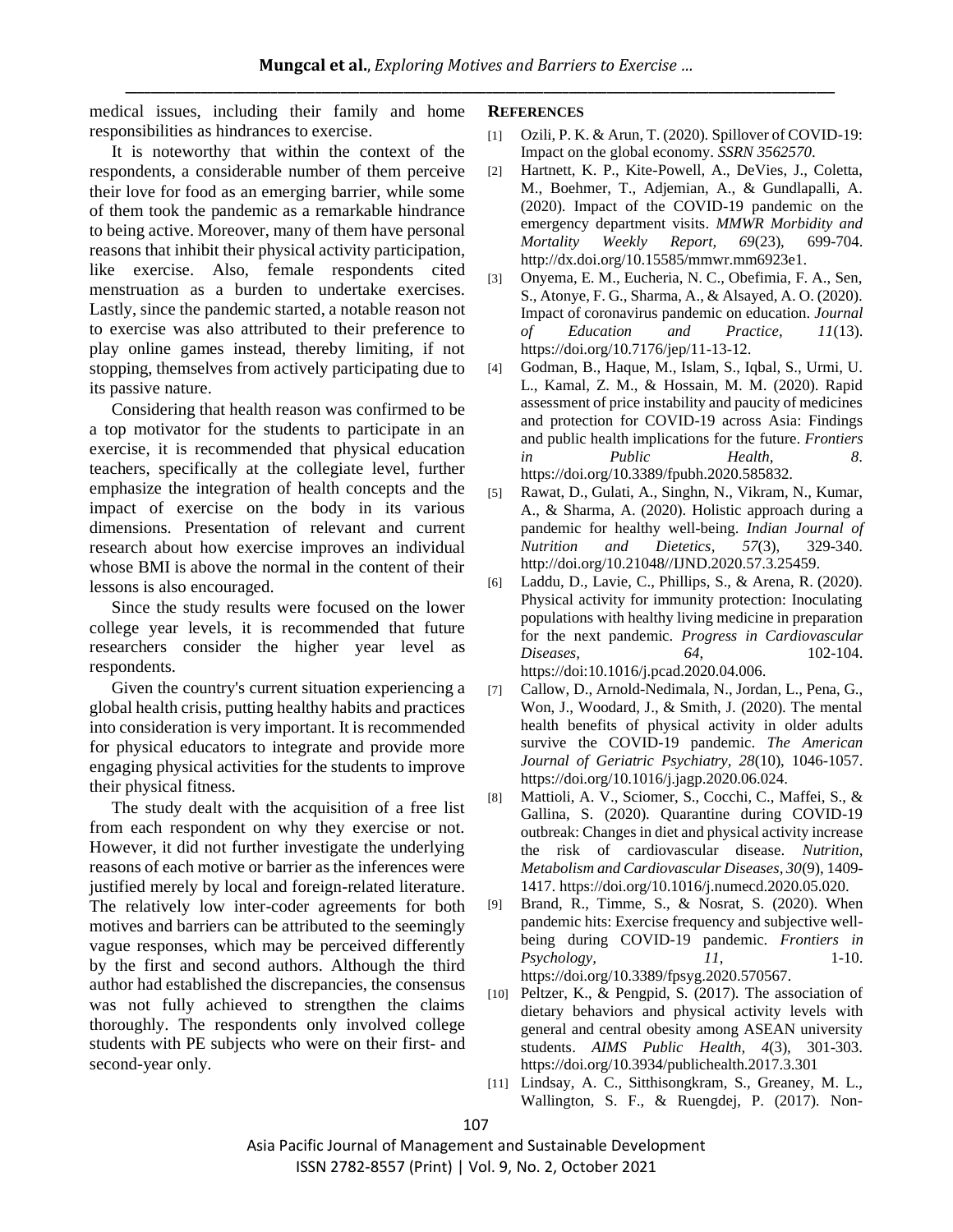medical issues, including their family and home responsibilities as hindrances to exercise.

It is noteworthy that within the context of the respondents, a considerable number of them perceive their love for food as an emerging barrier, while some of them took the pandemic as a remarkable hindrance to being active. Moreover, many of them have personal reasons that inhibit their physical activity participation, like exercise. Also, female respondents cited menstruation as a burden to undertake exercises. Lastly, since the pandemic started, a notable reason not to exercise was also attributed to their preference to play online games instead, thereby limiting, if not stopping, themselves from actively participating due to its passive nature.

Considering that health reason was confirmed to be a top motivator for the students to participate in an exercise, it is recommended that physical education teachers, specifically at the collegiate level, further emphasize the integration of health concepts and the impact of exercise on the body in its various dimensions. Presentation of relevant and current research about how exercise improves an individual whose BMI is above the normal in the content of their lessons is also encouraged.

Since the study results were focused on the lower college year levels, it is recommended that future researchers consider the higher year level as respondents.

Given the country's current situation experiencing a global health crisis, putting healthy habits and practices into consideration is very important. It is recommended for physical educators to integrate and provide more engaging physical activities for the students to improve their physical fitness.

The study dealt with the acquisition of a free list from each respondent on why they exercise or not. However, it did not further investigate the underlying reasons of each motive or barrier as the inferences were justified merely by local and foreign-related literature. The relatively low inter-coder agreements for both motives and barriers can be attributed to the seemingly vague responses, which may be perceived differently by the first and second authors. Although the third author had established the discrepancies, the consensus was not fully achieved to strengthen the claims thoroughly. The respondents only involved college students with PE subjects who were on their first- and second-year only.

## REFERENCES

[1] Ozili, P. K. & Arun, T. (2020). Spillover of COVID-19: Impact on the global economy. *SSRN 3562570*.

[2] Hartnett, K. P., Kite-Powell, A., DeVies, J., Coletta, M., Boehmer, T., Adjemian, A., & Gundlapalli, A. (2020). Impact of the COVID-19 pandemic on the emergency department visits. *MMWR Morbidity and Mortality Weekly Report, 69*(23), 699-704. http://dx.doi.org/10.15585/mmwr.mm6923e1.

[3] Onyema, E. M., Eucheria, N. C., Obefimia, F. A., Sen, S., Atonye, F. G., Sharma, A., & Alsayed, A. O. (2020). Impact of coronavirus pandemic on education. *Journal of Education and Practice, 11*(13). https://doi.org/10.7176/jep/11-13-12.

[4] Godman, B., Haque, M., Islam, S., Iqbal, S., Urmi, U. L., Kamal, Z. M., & Hossain, M. M. (2020). Rapid assessment of price instability and paucity of medicines and protection for COVID-19 across Asia: Findings and public health implications for the future. *Frontiers in Public Health, 8*. https://doi.org/10.3389/fpubh.2020.585832.

[5] Rawat, D., Gulati, A., Singhn, N., Vikram, N., Kumar, A., & Sharma, A. (2020). Holistic approach during a pandemic for healthy well-being. *Indian Journal of Nutrition and Dietetics, 57*(3), 329-340. http://doi.org/10.21048//IJND.2020.57.3.25459.

[6] Laddu, D., Lavie, C., Phillips, S., & Arena, R. (2020). Physical activity for immunity protection: Inoculating populations with healthy living medicine in preparation for the next pandemic. *Progress in Cardiovascular Diseases, 64*, 102-104. https://doi:10.1016/j.pcad.2020.04.006.

[7] Callow, D., Arnold-Nedimala, N., Jordan, L., Pena, G., Won, J., Woodard, J., & Smith, J. (2020). The mental health benefits of physical activity in older adults survive the COVID-19 pandemic. *The American Journal of Geriatric Psychiatry, 28*(10), 1046-1057. https://doi.org/10.1016/j.jagp.2020.06.024.

[8] Mattioli, A. V., Sciomer, S., Cocchi, C., Maffei, S., & Gallina, S. (2020). Quarantine during COVID-19 outbreak: Changes in diet and physical activity increase the risk of cardiovascular disease. *Nutrition, Metabolism and Cardiovascular Diseases, 30*(9), 1409-1417. https://doi.org/10.1016/j.numecd.2020.05.020.

[9] Brand, R., Timme, S., & Nosrat, S. (2020). When pandemic hits: Exercise frequency and subjective well-being during COVID-19 pandemic. *Frontiers in Psychology, 11*, 1-10. https://doi.org/10.3389/fpsyg.2020.570567.

[10] Peltzer, K., & Pengpid, S. (2017). The association of dietary behaviors and physical activity levels with general and central obesity among ASEAN university students. *AIMS Public Health, 4*(3), 301-303. https://doi.org/10.3934/publichealth.2017.3.301

[11] Lindsay, A. C., Sitthisongkram, S., Greaney, M. L., Wallington, S. F., & Ruengdej, P. (2017). Non-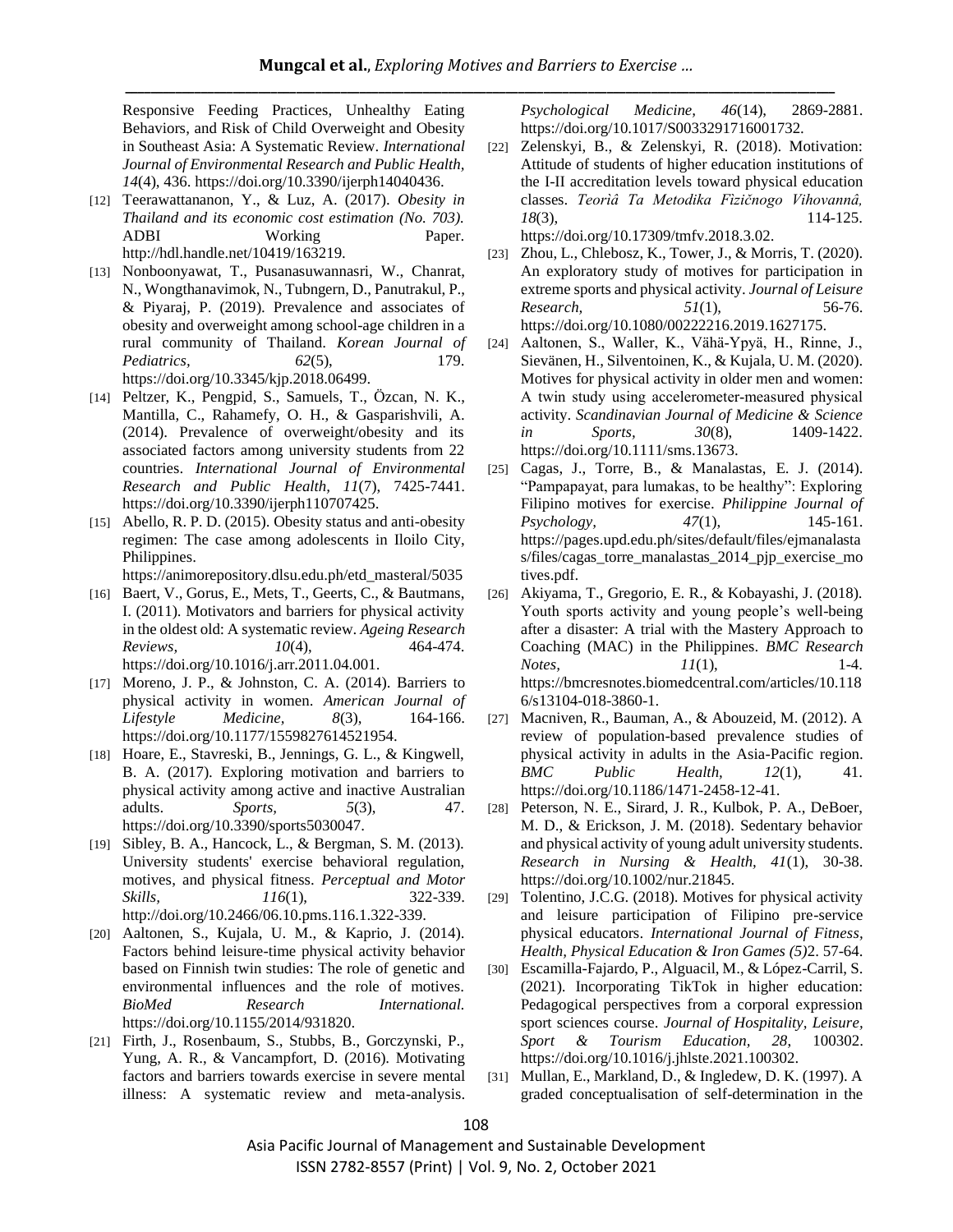Responsive Feeding Practices, Unhealthy Eating Behaviors, and Risk of Child Overweight and Obesity in Southeast Asia: A Systematic Review. *International Journal of Environmental Research and Public Health, 14*(4), 436. https://doi.org/10.3390/ijerph14040436.

[12] Teerawattananon, Y., & Luz, A. (2017). *Obesity in Thailand and its economic cost estimation (No. 703).* ADBI Working Paper. http://hdl.handle.net/10419/163219.

[13] Nonboonyawat, T., Pusanasuwannasri, W., Chanrat, N., Wongthanavimok, N., Tubngern, D., Panutrakul, P., & Piyaraj, P. (2019). Prevalence and associates of obesity and overweight among school-age children in a rural community of Thailand. *Korean Journal of Pediatrics, 62*(5), 179. https://doi.org/10.3345/kjp.2018.06499.

[14] Peltzer, K., Pengpid, S., Samuels, T., Özcan, N. K., Mantilla, C., Rahamefy, O. H., & Gasparishvili, A. (2014). Prevalence of overweight/obesity and its associated factors among university students from 22 countries. *International Journal of Environmental Research and Public Health, 11*(7), 7425-7441. https://doi.org/10.3390/ijerph110707425.

[15] Abello, R. P. D. (2015). Obesity status and anti-obesity regimen: The case among adolescents in Iloilo City, Philippines. https://animorepository.dlsu.edu.ph/etd_masteral/5035

[16] Baert, V., Gorus, E., Mets, T., Geerts, C., & Bautmans, I. (2011). Motivators and barriers for physical activity in the oldest old: A systematic review. *Ageing Research Reviews, 10*(4), 464-474. https://doi.org/10.1016/j.arr.2011.04.001.

[17] Moreno, J. P., & Johnston, C. A. (2014). Barriers to physical activity in women. *American Journal of Lifestyle Medicine, 8*(3), 164-166. https://doi.org/10.1177/1559827614521954.

[18] Hoare, E., Stavreski, B., Jennings, G. L., & Kingwell, B. A. (2017). Exploring motivation and barriers to physical activity among active and inactive Australian adults. *Sports, 5*(3), 47. https://doi.org/10.3390/sports5030047.

[19] Sibley, B. A., Hancock, L., & Bergman, S. M. (2013). University students' exercise behavioral regulation, motives, and physical fitness. *Perceptual and Motor Skills, 116*(1), 322-339. http://doi.org/10.2466/06.10.pms.116.1.322-339.

[20] Aaltonen, S., Kujala, U. M., & Kaprio, J. (2014). Factors behind leisure-time physical activity behavior based on Finnish twin studies: The role of genetic and environmental influences and the role of motives. *BioMed Research International.* https://doi.org/10.1155/2014/931820.

[21] Firth, J., Rosenbaum, S., Stubbs, B., Gorczynski, P., Yung, A. R., & Vancampfort, D. (2016). Motivating factors and barriers towards exercise in severe mental illness: A systematic review and meta-analysis. *Psychological Medicine, 46*(14), 2869-2881. https://doi.org/10.1017/S0033291716001732.

[22] Zelenskyi, B., & Zelenskyi, R. (2018). Motivation: Attitude of students of higher education institutions of the I-II accreditation levels toward physical education classes. *Teoriâ Ta Metodika Fìzičnogo Vihovannâ, 18*(3), 114-125. https://doi.org/10.17309/tmfv.2018.3.02.

[23] Zhou, L., Chlebosz, K., Tower, J., & Morris, T. (2020). An exploratory study of motives for participation in extreme sports and physical activity. *Journal of Leisure Research, 51*(1), 56-76. https://doi.org/10.1080/00222216.2019.1627175.

[24] Aaltonen, S., Waller, K., Vähä-Ypyä, H., Rinne, J., Sievänen, H., Silventoinen, K., & Kujala, U. M. (2020). Motives for physical activity in older men and women: A twin study using accelerometer-measured physical activity. *Scandinavian Journal of Medicine & Science in Sports, 30*(8), 1409-1422. https://doi.org/10.1111/sms.13673.

[25] Cagas, J., Torre, B., & Manalastas, E. J. (2014). "Pampapayat, para lumakas, to be healthy": Exploring Filipino motives for exercise. *Philippine Journal of Psychology, 47*(1), 145-161. https://pages.upd.edu.ph/sites/default/files/ejmanalastas/files/cagas_torre_manalastas_2014_pjp_exercise_motives.pdf.

[26] Akiyama, T., Gregorio, E. R., & Kobayashi, J. (2018). Youth sports activity and young people's well-being after a disaster: A trial with the Mastery Approach to Coaching (MAC) in the Philippines. *BMC Research Notes, 11*(1), 1-4. https://bmcresnotes.biomedcentral.com/articles/10.1186/s13104-018-3860-1.

[27] Macniven, R., Bauman, A., & Abouzeid, M. (2012). A review of population-based prevalence studies of physical activity in adults in the Asia-Pacific region. *BMC Public Health, 12*(1), 41. https://doi.org/10.1186/1471-2458-12-41.

[28] Peterson, N. E., Sirard, J. R., Kulbok, P. A., DeBoer, M. D., & Erickson, J. M. (2018). Sedentary behavior and physical activity of young adult university students. *Research in Nursing & Health, 41*(1), 30-38. https://doi.org/10.1002/nur.21845.

[29] Tolentino, J.C.G. (2018). Motives for physical activity and leisure participation of Filipino pre-service physical educators. *International Journal of Fitness, Health, Physical Education & Iron Games (5)*2. 57-64.

[30] Escamilla-Fajardo, P., Alguacil, M., & López-Carril, S. (2021). Incorporating TikTok in higher education: Pedagogical perspectives from a corporal expression sport sciences course. *Journal of Hospitality, Leisure, Sport & Tourism Education, 28*, 100302. https://doi.org/10.1016/j.jhlste.2021.100302.

[31] Mullan, E., Markland, D., & Ingledew, D. K. (1997). A graded conceptualisation of self-determination in the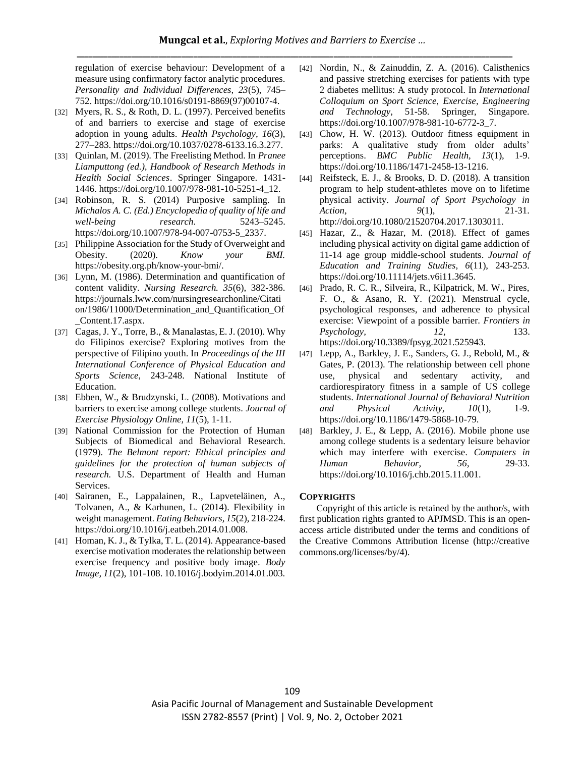regulation of exercise behaviour: Development of a measure using confirmatory factor analytic procedures. *Personality and Individual Differences, 23*(5), 745–752. https://doi.org/10.1016/s0191-8869(97)00107-4.

[32] Myers, R. S., & Roth, D. L. (1997). Perceived benefits of and barriers to exercise and stage of exercise adoption in young adults. *Health Psychology, 16*(3), 277–283. https://doi.org/10.1037/0278-6133.16.3.277.

[33] Quinlan, M. (2019). The Freelisting Method. In *Pranee Liamputtong (ed.), Handbook of Research Methods in Health Social Sciences*. Springer Singapore. 1431-1446. https://doi.org/10.1007/978-981-10-5251-4_12.

[34] Robinson, R. S. (2014) Purposive sampling. In *Michalos A. C. (Ed.) Encyclopedia of quality of life and well-being research*. 5243–5245. https://doi.org/10.1007/978-94-007-0753-5_2337.

[35] Philippine Association for the Study of Overweight and Obesity. (2020). *Know your BMI.* https://obesity.org.ph/know-your-bmi/.

[36] Lynn, M. (1986). Determination and quantification of content validity. *Nursing Research. 35*(6), 382-386. https://journals.lww.com/nursingresearchonline/Citation/1986/11000/Determination_and_Quantification_Of_Content.17.aspx.

[37] Cagas, J. Y., Torre, B., & Manalastas, E. J. (2010). Why do Filipinos exercise? Exploring motives from the perspective of Filipino youth. In *Proceedings of the III International Conference of Physical Education and Sports Science,* 243-248. National Institute of Education.

[38] Ebben, W., & Brudzynski, L. (2008). Motivations and barriers to exercise among college students. *Journal of Exercise Physiology Online, 11*(5), 1-11.

[39] National Commission for the Protection of Human Subjects of Biomedical and Behavioral Research. (1979). *The Belmont report: Ethical principles and guidelines for the protection of human subjects of research.* U.S. Department of Health and Human Services.

[40] Sairanen, E., Lappalainen, R., Lapveteläinen, A., Tolvanen, A., & Karhunen, L. (2014). Flexibility in weight management. *Eating Behaviors, 15*(2), 218-224. https://doi.org/10.1016/j.eatbeh.2014.01.008.

[41] Homan, K. J., & Tylka, T. L. (2014). Appearance-based exercise motivation moderates the relationship between exercise frequency and positive body image. *Body Image, 11*(2), 101-108. 10.1016/j.bodyim.2014.01.003.

[42] Nordin, N., & Zainuddin, Z. A. (2016). Calisthenics and passive stretching exercises for patients with type 2 diabetes mellitus: A study protocol. In *International Colloquium on Sport Science, Exercise, Engineering and Technology*, 51-58. Springer, Singapore. https://doi.org/10.1007/978-981-10-6772-3_7.

[43] Chow, H. W. (2013). Outdoor fitness equipment in parks: A qualitative study from older adults' perceptions. *BMC Public Health, 13*(1), 1-9. https://doi.org/10.1186/1471-2458-13-1216.

[44] Reifsteck, E. J., & Brooks, D. D. (2018). A transition program to help student-athletes move on to lifetime physical activity. *Journal of Sport Psychology in Action*, *9*(1), 21-31. http://doi.org/10.1080/21520704.2017.1303011.

[45] Hazar, Z., & Hazar, M. (2018). Effect of games including physical activity on digital game addiction of 11-14 age group middle-school students. *Journal of Education and Training Studies, 6*(11), 243-253. https://doi.org/10.11114/jets.v6i11.3645.

[46] Prado, R. C. R., Silveira, R., Kilpatrick, M. W., Pires, F. O., & Asano, R. Y. (2021). Menstrual cycle, psychological responses, and adherence to physical exercise: Viewpoint of a possible barrier. *Frontiers in Psychology, 12*, 133. https://doi.org/10.3389/fpsyg.2021.525943.

[47] Lepp, A., Barkley, J. E., Sanders, G. J., Rebold, M., & Gates, P. (2013). The relationship between cell phone use, physical and sedentary activity, and cardiorespiratory fitness in a sample of US college students. *International Journal of Behavioral Nutrition and Physical Activity*, *10*(1), 1-9. https://doi.org/10.1186/1479-5868-10-79.

[48] Barkley, J. E., & Lepp, A. (2016). Mobile phone use among college students is a sedentary leisure behavior which may interfere with exercise. *Computers in Human Behavior, 56*, 29-33. https://doi.org/10.1016/j.chb.2015.11.001.

## COPYRIGHTS

Copyright of this article is retained by the author/s, with first publication rights granted to APJMSD. This is an open-access article distributed under the terms and conditions of the Creative Commons Attribution license (http://creative commons.org/licenses/by/4).